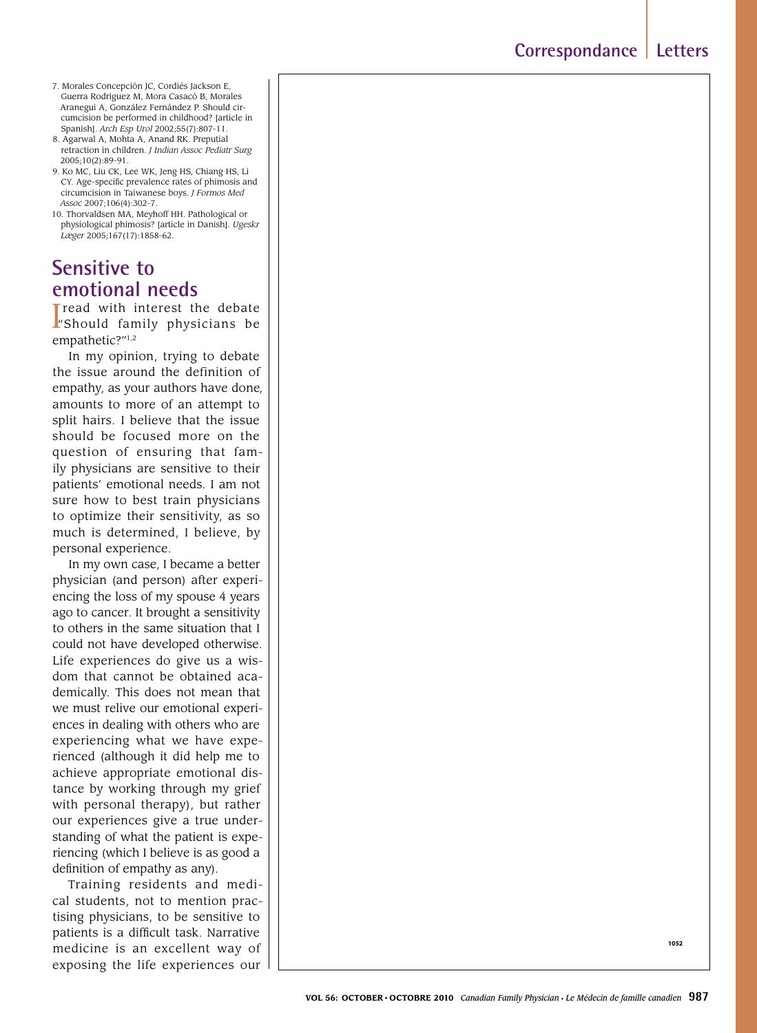7. Morales Concepción JC, Cordiés Jackson E, Guerra Rodríguez M, Mora Casacó B, Morales Aranegui A, González Fernández P. Should circumcision be performed in childhood? [article in Spanish]. *Arch Esp Urol* 2002;55(7):807-11.
8. Agarwal A, Mohta A, Anand RK. Preputial retraction in children. *J Indian Assoc Pediatr Surg* 2005;10(2):89-91.
9. Ko MC, Liu CK, Lee WK, Jeng HS, Chiang HS, Li CY. Age-specific prevalence rates of phimosis and circumcision in Taiwanese boys. *J Formos Med Assoc* 2007;106(4):302-7.
10. Thorvaldsen MA, Meyhoff HH. Pathological or physiological phimosis? [article in Danish]. *Ugeskr Læger* 2005;167(17):1858-62.

## Sensitive to emotional needs

I read with interest the debate "Should family physicians be empathetic?"[1,2]

In my opinion, trying to debate the issue around the definition of empathy, as your authors have done, amounts to more of an attempt to split hairs. I believe that the issue should be focused more on the question of ensuring that family physicians are sensitive to their patients' emotional needs. I am not sure how to best train physicians to optimize their sensitivity, as so much is determined, I believe, by personal experience.

In my own case, I became a better physician (and person) after experiencing the loss of my spouse 4 years ago to cancer. It brought a sensitivity to others in the same situation that I could not have developed otherwise. Life experiences do give us a wisdom that cannot be obtained academically. This does not mean that we must relive our emotional experiences in dealing with others who are experiencing what we have experienced (although it did help me to achieve appropriate emotional distance by working through my grief with personal therapy), but rather our experiences give a true understanding of what the patient is experiencing (which I believe is as good a definition of empathy as any).

Training residents and medical students, not to mention practising physicians, to be sensitive to patients is a difficult task. Narrative medicine is an excellent way of exposing the life experiences our

1052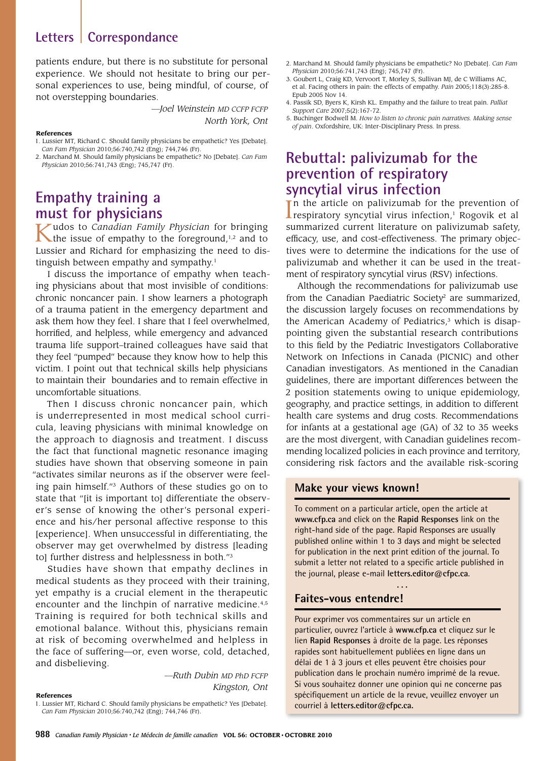patients endure, but there is no substitute for personal experience. We should not hesitate to bring our personal experiences to use, being mindful, of course, of not overstepping boundaries.

—*Joel Weinstein* MD CCFP FCFP
North York, Ont

**References**

1. Lussier MT, Richard C. Should family physicians be empathetic? Yes [Debate]. *Can Fam Physician* 2010;56:740,742 (Eng); 744,746 (Fr).
2. Marchand M. Should family physicians be empathetic? No [Debate]. *Can Fam Physician* 2010;56:741,743 (Eng); 745,747 (Fr).

## Empathy training a must for physicians

Kudos to *Canadian Family Physician* for bringing the issue of empathy to the foreground,[1,2] and to Lussier and Richard for emphasizing the need to distinguish between empathy and sympathy.[1]

I discuss the importance of empathy when teaching physicians about that most invisible of conditions: chronic noncancer pain. I show learners a photograph of a trauma patient in the emergency department and ask them how they feel. I share that I feel overwhelmed, horrified, and helpless, while emergency and advanced trauma life support–trained colleagues have said that they feel "pumped" because they know how to help this victim. I point out that technical skills help physicians to maintain their boundaries and to remain effective in uncomfortable situations.

Then I discuss chronic noncancer pain, which is underrepresented in most medical school curricula, leaving physicians with minimal knowledge on the approach to diagnosis and treatment. I discuss the fact that functional magnetic resonance imaging studies have shown that observing someone in pain "activates similar neurons as if the observer were feeling pain himself."[3] Authors of these studies go on to state that "[it is important to] differentiate the observer's sense of knowing the other's personal experience and his/her personal affective response to this [experience]. When unsuccessful in differentiating, the observer may get overwhelmed by distress [leading to] further distress and helplessness in both."[3]

Studies have shown that empathy declines in medical students as they proceed with their training, yet empathy is a crucial element in the therapeutic encounter and the linchpin of narrative medicine.[4,5] Training is required for both technical skills and emotional balance. Without this, physicians remain at risk of becoming overwhelmed and helpless in the face of suffering—or, even worse, cold, detached, and disbelieving.

—*Ruth Dubin* MD PhD FCFP
Kingston, Ont

**References**

1. Lussier MT, Richard C. Should family physicians be empathetic? Yes [Debate]. *Can Fam Physician* 2010;56:740,742 (Eng); 744,746 (Fr).
2. Marchand M. Should family physicians be empathetic? No [Debate]. *Can Fam Physician* 2010;56:741,743 (Eng); 745,747 (Fr).
3. Goubert L, Craig KD, Vervoort T, Morley S, Sullivan MJ, de C Williams AC, et al. Facing others in pain: the effects of empathy. *Pain* 2005;118(3):285-8. Epub 2005 Nov 14.
4. Passik SD, Byers K, Kirsh KL. Empathy and the failure to treat pain. *Palliat Support Care* 2007;5(2):167-72.
5. Buchinger Bodwell M. *How to listen to chronic pain narratives. Making sense of pain*. Oxfordshire, UK: Inter-Disciplinary Press. In press.

## Rebuttal: palivizumab for the prevention of respiratory syncytial virus infection

In the article on palivizumab for the prevention of respiratory syncytial virus infection,[1] Rogovik et al summarized current literature on palivizumab safety, efficacy, use, and cost-effectiveness. The primary objectives were to determine the indications for the use of palivizumab and whether it can be used in the treatment of respiratory syncytial virus (RSV) infections.

Although the recommendations for palivizumab use from the Canadian Paediatric Society[2] are summarized, the discussion largely focuses on recommendations by the American Academy of Pediatrics,[3] which is disappointing given the substantial research contributions to this field by the Pediatric Investigators Collaborative Network on Infections in Canada (PICNIC) and other Canadian investigators. As mentioned in the Canadian guidelines, there are important differences between the 2 position statements owing to unique epidemiology, geography, and practice settings, in addition to different health care systems and drug costs. Recommendations for infants at a gestational age (GA) of 32 to 35 weeks are the most divergent, with Canadian guidelines recommending localized policies in each province and territory, considering risk factors and the available risk-scoring

### Make your views known!

To comment on a particular article, open the article at **www.cfp.ca** and click on the **Rapid Responses** link on the right-hand side of the page. Rapid Responses are usually published online within 1 to 3 days and might be selected for publication in the next print edition of the journal. To submit a letter not related to a specific article published in the journal, please e-mail **letters.editor@cfpc.ca**.

...

### Faites-vous entendre!

Pour exprimer vos commentaires sur un article en particulier, ouvrez l'article à **www.cfp.ca** et cliquez sur le lien **Rapid Responses** à droite de la page. Les réponses rapides sont habituellement publiées en ligne dans un délai de 1 à 3 jours et elles peuvent être choisies pour publication dans le prochain numéro imprimé de la revue. Si vous souhaitez donner une opinion qui ne concerne pas spécifiquement un article de la revue, veuillez envoyer un courriel à **letters.editor@cfpc.ca.**